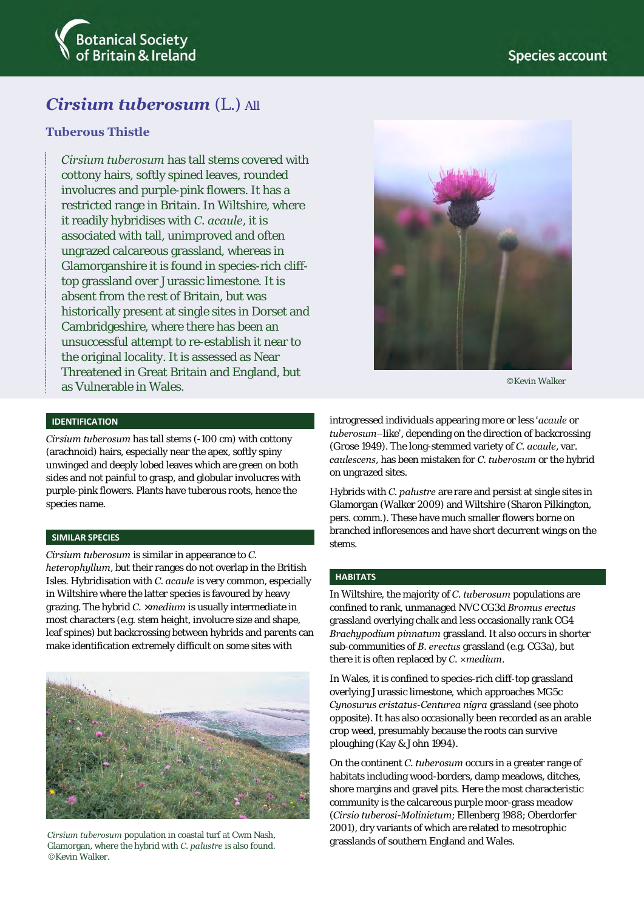# *Cirsium tuberosum* (L.) All

## Tuberous Thistle

*Cirsium tuberosum* has tall stems covered with cottony hairs, softly spined leaves, rounded involucres and purple-pink flowers. It has a restricted range in Britain. In Wiltshire, where it readily hybridises with *C. acaule*, it is associated with tall, unimproved and often ungrazed calcareous grassland, whereas in Glamorganshire it is found in species-rich cliff-top grassland over Jurassic limestone. It is absent from the rest of Britain, but was historically present at single sites in Dorset and Cambridgeshire, where there has been an unsuccessful attempt to re-establish it near to the original locality. It is assessed as Near Threatened in Great Britain and England, but as Vulnerable in Wales.

©Kevin Walker

### IDENTIFICATION

*Cirsium tuberosum* has tall stems (-100 cm) with cottony (arachnoid) hairs, especially near the apex, softly spiny unwinged and deeply lobed leaves which are green on both sides and not painful to grasp, and globular involucres with purple-pink flowers. Plants have tuberous roots, hence the species name.

### SIMILAR SPECIES

*Cirsium tuberosum* is similar in appearance to *C. heterophyllum*, but their ranges do not overlap in the British Isles. Hybridisation with *C. acaule* is very common, especially in Wiltshire where the latter species is favoured by heavy grazing. The hybrid *C.* ×*medium* is usually intermediate in most characters (e.g. stem height, involucre size and shape, leaf spines) but backcrossing between hybrids and parents can make identification extremely difficult on some sites with introgressed individuals appearing more or less '*acaule* or *tuberosum*–like', depending on the direction of backcrossing (Grose 1949). The long-stemmed variety of *C. acaule*, var. *caulescens*, has been mistaken for *C. tuberosum* or the hybrid on ungrazed sites.

Hybrids with *C. palustre* are rare and persist at single sites in Glamorgan (Walker 2009) and Wiltshire (Sharon Pilkington, pers. comm.). These have much smaller flowers borne on branched inflorescences and have short decurrent wings on the stems.

*Cirsium tuberosum* population in coastal turf at Cwm Nash, Glamorgan, where the hybrid with *C. palustre* is also found. ©Kevin Walker.

### HABITATS

In Wiltshire, the majority of *C. tuberosum* populations are confined to rank, unmanaged NVC CG3d *Bromus erectus* grassland overlying chalk and less occasionally rank CG4 *Brachypodium pinnatum* grassland. It also occurs in shorter sub-communities of *B. erectus* grassland (e.g. CG3a), but there it is often replaced by *C.* ×*medium*.

In Wales, it is confined to species-rich cliff-top grassland overlying Jurassic limestone, which approaches MG5c *Cynosurus cristatus-Centurea nigra* grassland (see photo opposite). It has also occasionally been recorded as an arable crop weed, presumably because the roots can survive ploughing (Kay & John 1994).

On the continent *C. tuberosum* occurs in a greater range of habitats including wood-borders, damp meadows, ditches, shore margins and gravel pits. Here the most characteristic community is the calcareous purple moor-grass meadow (*Cirsio tuberosi-Molinietum*; Ellenberg 1988; Oberdorfer 2001), dry variants of which are related to mesotrophic grasslands of southern England and Wales.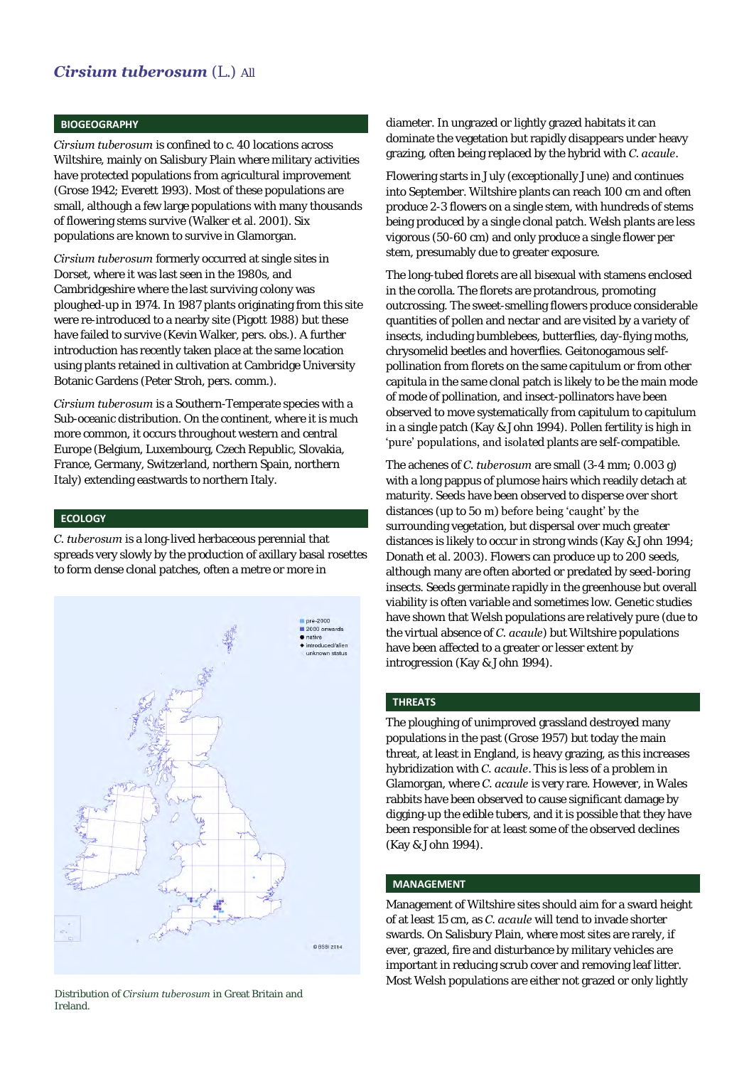# *Cirsium tuberosum* (L.) All

## BIOGEOGRAPHY

*Cirsium tuberosum* is confined to c. 40 locations across Wiltshire, mainly on Salisbury Plain where military activities have protected populations from agricultural improvement (Grose 1942; Everett 1993). Most of these populations are small, although a few large populations with many thousands of flowering stems survive (Walker et al. 2001). Six populations are known to survive in Glamorgan.

*Cirsium tuberosum* formerly occurred at single sites in Dorset, where it was last seen in the 1980s, and Cambridgeshire where the last surviving colony was ploughed-up in 1974. In 1987 plants originating from this site were re-introduced to a nearby site (Pigott 1988) but these have failed to survive (Kevin Walker, pers. obs.). A further introduction has recently taken place at the same location using plants retained in cultivation at Cambridge University Botanic Gardens (Peter Stroh, pers. comm.).

*Cirsium tuberosum* is a Southern-Temperate species with a Sub-oceanic distribution. On the continent, where it is much more common, it occurs throughout western and central Europe (Belgium, Luxembourg, Czech Republic, Slovakia, France, Germany, Switzerland, northern Spain, northern Italy) extending eastwards to northern Italy.

## ECOLOGY

*C. tuberosum* is a long-lived herbaceous perennial that spreads very slowly by the production of axillary basal rosettes to form dense clonal patches, often a metre or more in diameter. In ungrazed or lightly grazed habitats it can dominate the vegetation but rapidly disappears under heavy grazing, often being replaced by the hybrid with *C. acaule*.

Distribution of *Cirsium tuberosum* in Great Britain and Ireland.

Flowering starts in July (exceptionally June) and continues into September. Wiltshire plants can reach 100 cm and often produce 2-3 flowers on a single stem, with hundreds of stems being produced by a single clonal patch. Welsh plants are less vigorous (50-60 cm) and only produce a single flower per stem, presumably due to greater exposure.

The long-tubed florets are all bisexual with stamens enclosed in the corolla. The florets are protandrous, promoting outcrossing. The sweet-smelling flowers produce considerable quantities of pollen and nectar and are visited by a variety of insects, including bumblebees, butterflies, day-flying moths, chrysomelid beetles and hoverflies. Geitonogamous self-pollination from florets on the same capitulum or from other capitula in the same clonal patch is likely to be the main mode of mode of pollination, and insect-pollinators have been observed to move systematically from capitulum to capitulum in a single patch (Kay & John 1994). Pollen fertility is high in 'pure' populations, and isolated plants are self-compatible.

The achenes of *C. tuberosum* are small (3-4 mm; 0.003 g) with a long pappus of plumose hairs which readily detach at maturity. Seeds have been observed to disperse over short distances (up to 50 m) before being 'caught' by the surrounding vegetation, but dispersal over much greater distances is likely to occur in strong winds (Kay & John 1994; Donath et al. 2003). Flowers can produce up to 200 seeds, although many are often aborted or predated by seed-boring insects. Seeds germinate rapidly in the greenhouse but overall viability is often variable and sometimes low. Genetic studies have shown that Welsh populations are relatively pure (due to the virtual absence of *C. acaule*) but Wiltshire populations have been affected to a greater or lesser extent by introgression (Kay & John 1994).

## THREATS

The ploughing of unimproved grassland destroyed many populations in the past (Grose 1957) but today the main threat, at least in England, is heavy grazing, as this increases hybridization with *C. acaule*. This is less of a problem in Glamorgan, where *C. acaule* is very rare. However, in Wales rabbits have been observed to cause significant damage by digging-up the edible tubers, and it is possible that they have been responsible for at least some of the observed declines (Kay & John 1994).

## MANAGEMENT

Management of Wiltshire sites should aim for a sward height of at least 15 cm, as *C. acaule* will tend to invade shorter swards. On Salisbury Plain, where most sites are rarely, if ever, grazed, fire and disturbance by military vehicles are important in reducing scrub cover and removing leaf litter. Most Welsh populations are either not grazed or only lightly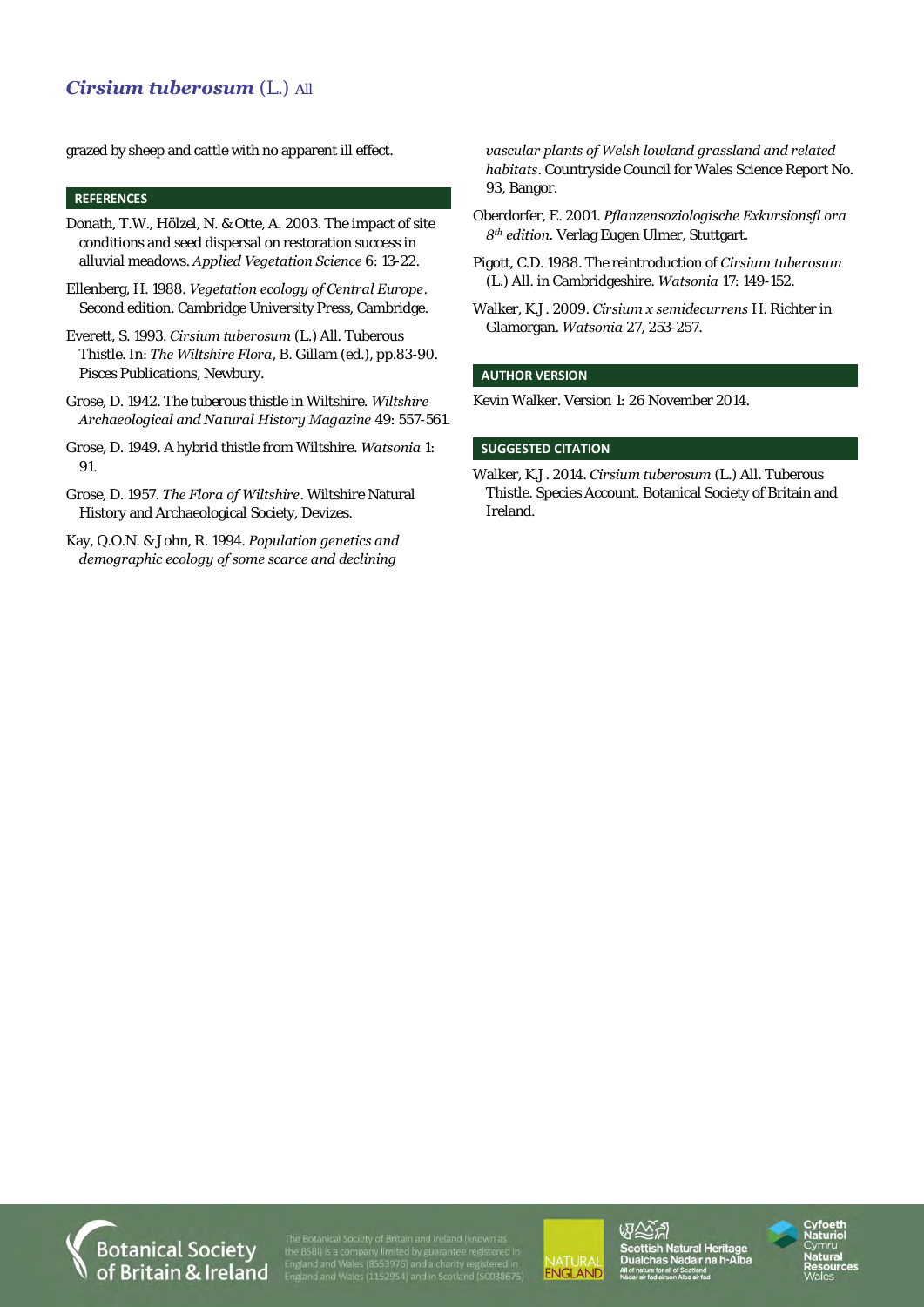grazed by sheep and cattle with no apparent ill effect.

## REFERENCES

Donath, T.W., Hölzel, N. & Otte, A. 2003. The impact of site conditions and seed dispersal on restoration success in alluvial meadows. *Applied Vegetation Science* 6: 13-22.

Ellenberg, H. 1988. *Vegetation ecology of Central Europe*. Second edition. Cambridge University Press, Cambridge.

Everett, S. 1993. *Cirsium tuberosum* (L.) All. Tuberous Thistle. In: *The Wiltshire Flora*, B. Gillam (ed.), pp.83-90. Pisces Publications, Newbury.

Grose, D. 1942. The tuberous thistle in Wiltshire. *Wiltshire Archaeological and Natural History Magazine* 49: 557-561.

Grose, D. 1949. A hybrid thistle from Wiltshire. *Watsonia* 1: 91.

Grose, D. 1957. *The Flora of Wiltshire*. Wiltshire Natural History and Archaeological Society, Devizes.

Kay, Q.O.N. & John, R. 1994. *Population genetics and demographic ecology of some scarce and declining vascular plants of Welsh lowland grassland and related habitats*. Countryside Council for Wales Science Report No. 93, Bangor.

Oberdorfer, E. 2001. *Pflanzensoziologische Exkursionsfl ora 8th edition*. Verlag Eugen Ulmer, Stuttgart.

Pigott, C.D. 1988. The reintroduction of *Cirsium tuberosum* (L.) All. in Cambridgeshire. *Watsonia* 17: 149-152.

Walker, K.J. 2009. *Cirsium x semidecurrens* H. Richter in Glamorgan. *Watsonia* 27, 253-257.

## AUTHOR VERSION

Kevin Walker. Version 1: 26 November 2014.

## SUGGESTED CITATION

Walker, K.J. 2014. *Cirsium tuberosum* (L.) All. Tuberous Thistle. Species Account. Botanical Society of Britain and Ireland.

Botanical Society of Britain & Ireland

The Botanical Society of Britain and Ireland (known as the BSBI) is a company limited by guarantee registered in England and Wales (8553976) and a charity registered in England and Wales (1152954) and in Scotland (SC038675)